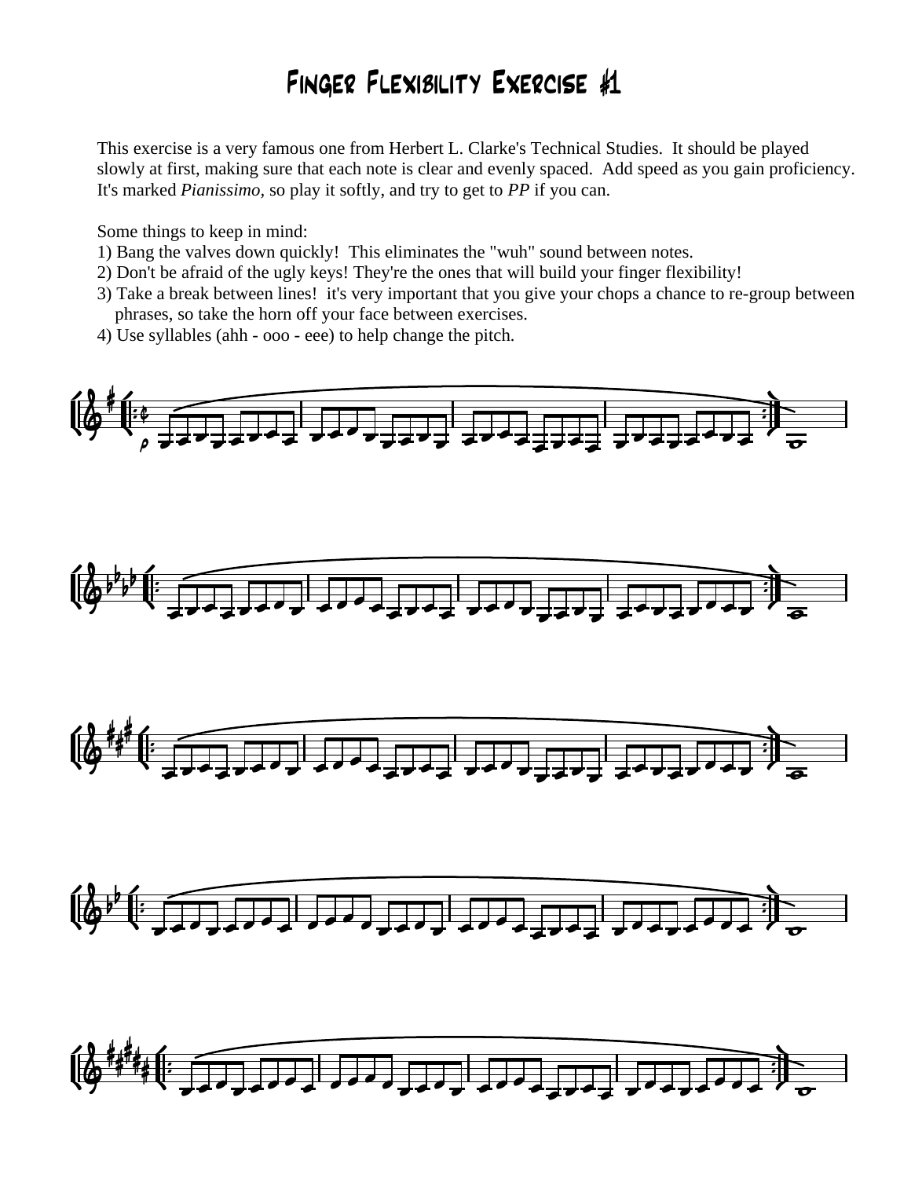# Finger Flexibility Exercise #1

This exercise is a very famous one from Herbert L. Clarke's Technical Studies. It should be played slowly at first, making sure that each note is clear and evenly spaced. Add speed as you gain proficiency. It's marked *Pianissimo*, so play it softly, and try to get to *PP* if you can.

Some things to keep in mind:

1) Bang the valves down quickly! This eliminates the "wuh" sound between notes.
2) Don't be afraid of the ugly keys! They're the ones that will build your finger flexibility!
3) Take a break between lines! it's very important that you give your chops a chance to re-group between phrases, so take the horn off your face between exercises.
4) Use syllables (ahh - ooo - eee) to help change the pitch.